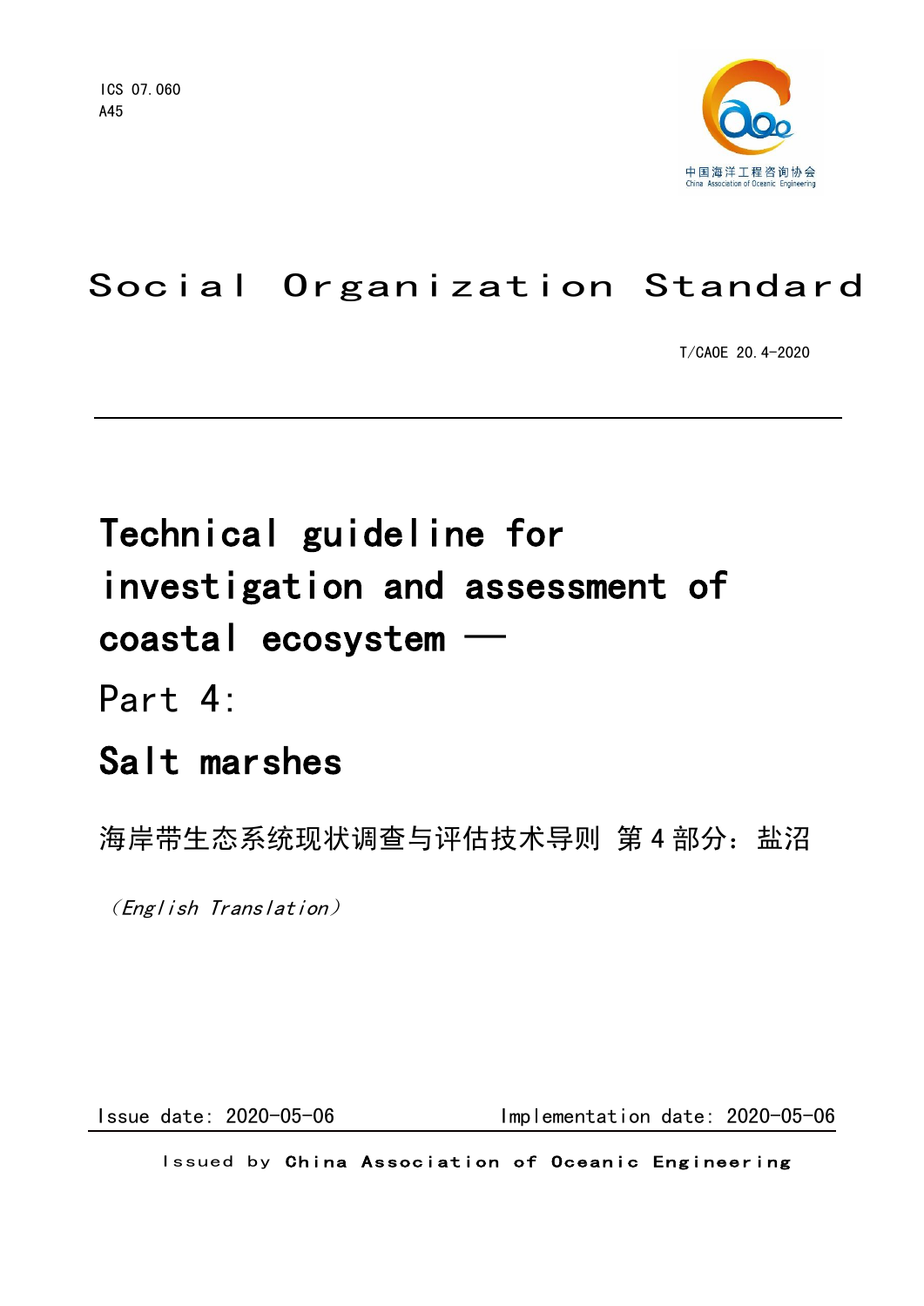ICS 07.060
A45

中国海洋工程咨询协会
China Association of Oceanic Engineering

# Social Organization Standard

T/CAOE 20.4-2020

# Technical guideline for investigation and assessment of coastal ecosystem —

# Part 4:

# Salt marshes

海岸带生态系统现状调查与评估技术导则 第 4 部分：盐沼

（*English Translation*）

Issue date: 2020-05-06 Implementation date: 2020-05-06

Issued by **China Association of Oceanic Engineering**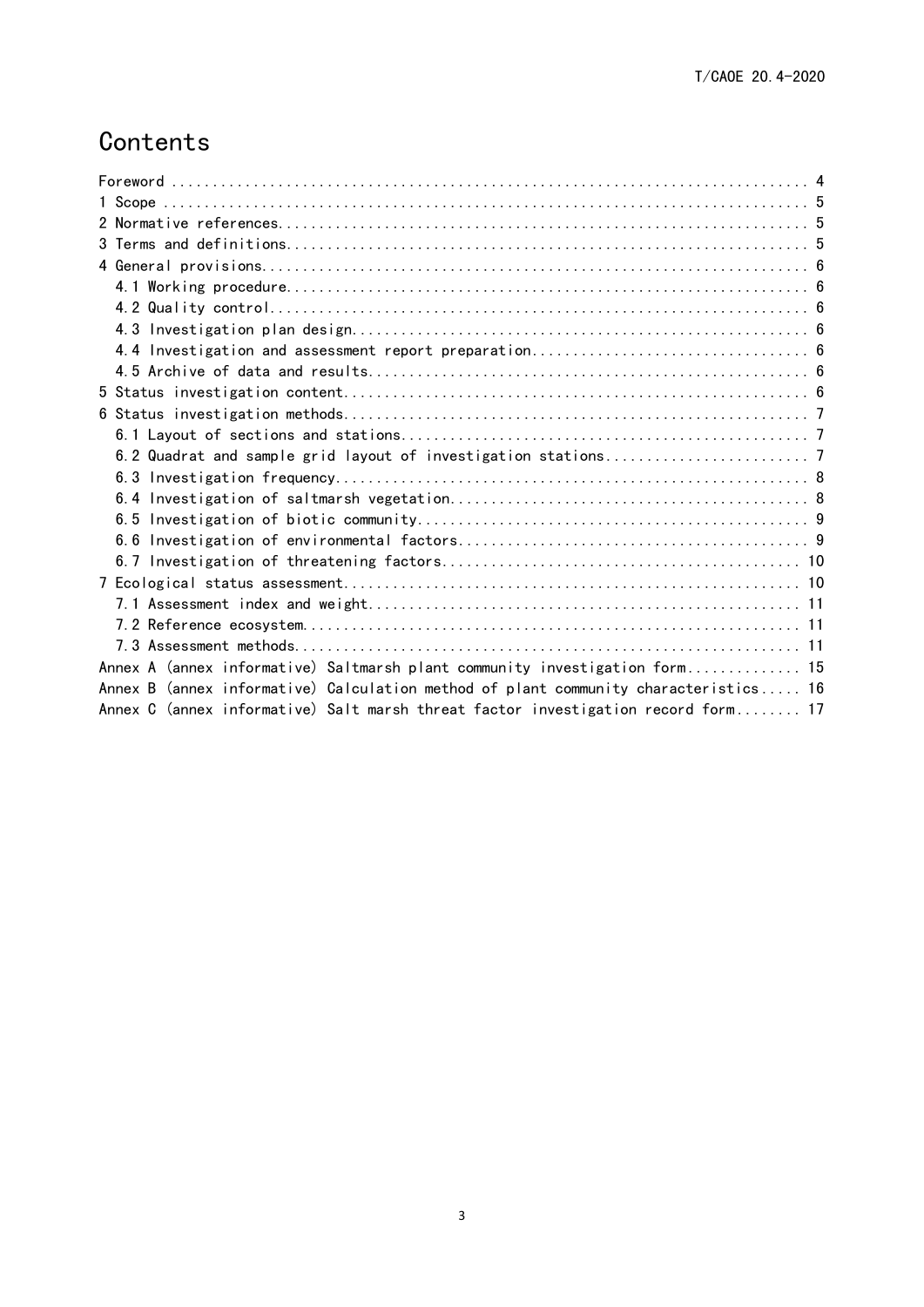# Contents

Foreword .......................................................................... 4
1 Scope .......................................................................... 5
2 Normative references.......................................................... 5
3 Terms and definitions.......................................................... 5
4 General provisions.............................................................. 6
  4.1 Working procedure.......................................................... 6
  4.2 Quality control............................................................. 6
  4.3 Investigation plan design.................................................. 6
  4.4 Investigation and assessment report preparation............................ 6
  4.5 Archive of data and results................................................ 6
5 Status investigation content.................................................... 6
6 Status investigation methods.................................................... 7
  6.1 Layout of sections and stations............................................ 7
  6.2 Quadrat and sample grid layout of investigation stations................... 7
  6.3 Investigation frequency.................................................... 8
  6.4 Investigation of saltmarsh vegetation...................................... 8
  6.5 Investigation of biotic community.......................................... 9
  6.6 Investigation of environmental factors..................................... 9
  6.7 Investigation of threatening factors....................................... 10
7 Ecological status assessment................................................... 10
  7.1 Assessment index and weight................................................ 11
  7.2 Reference ecosystem........................................................ 11
  7.3 Assessment methods......................................................... 11
Annex A (annex informative) Saltmarsh plant community investigation form.............. 15
Annex B (annex informative) Calculation method of plant community characteristics..... 16
Annex C (annex informative) Salt marsh threat factor investigation record form........ 17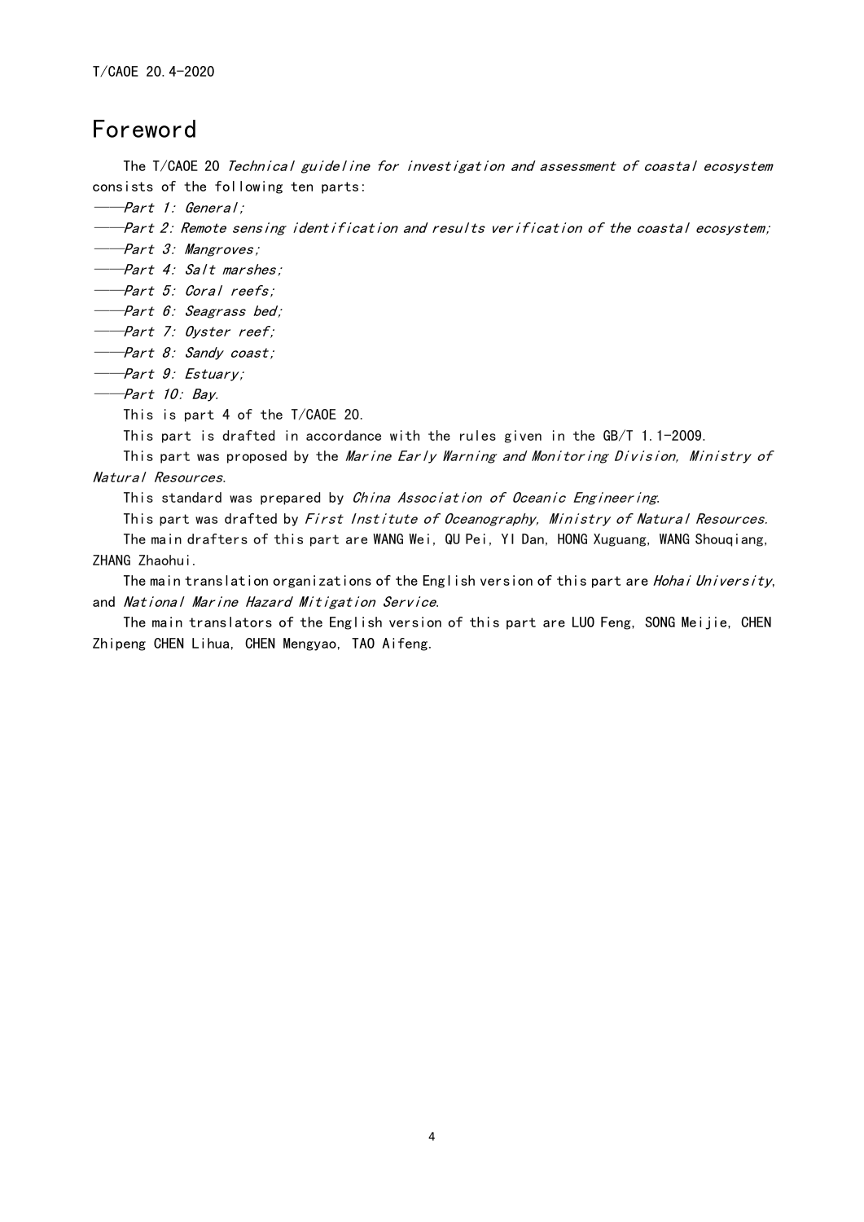# Foreword

The T/CAOE 20 *Technical guideline for investigation and assessment of coastal ecosystem* consists of the following ten parts:

——*Part 1: General;*

——*Part 2: Remote sensing identification and results verification of the coastal ecosystem;*

——*Part 3: Mangroves;*

——*Part 4: Salt marshes;*

——*Part 5: Coral reefs;*

——*Part 6: Seagrass bed;*

——*Part 7: Oyster reef;*

——*Part 8: Sandy coast;*

——*Part 9: Estuary;*

——*Part 10: Bay.*

This is part 4 of the T/CAOE 20.

This part is drafted in accordance with the rules given in the GB/T 1.1-2009.

This part was proposed by the *Marine Early Warning and Monitoring Division, Ministry of Natural Resources*.

This standard was prepared by *China Association of Oceanic Engineering*.

This part was drafted by *First Institute of Oceanography, Ministry of Natural Resources.*

The main drafters of this part are WANG Wei, QU Pei, YI Dan, HONG Xuguang, WANG Shouqiang, ZHANG Zhaohui.

The main translation organizations of the English version of this part are *Hohai University*, and *National Marine Hazard Mitigation Service*.

The main translators of the English version of this part are LUO Feng, SONG Meijie, CHEN Zhipeng CHEN Lihua, CHEN Mengyao, TAO Aifeng.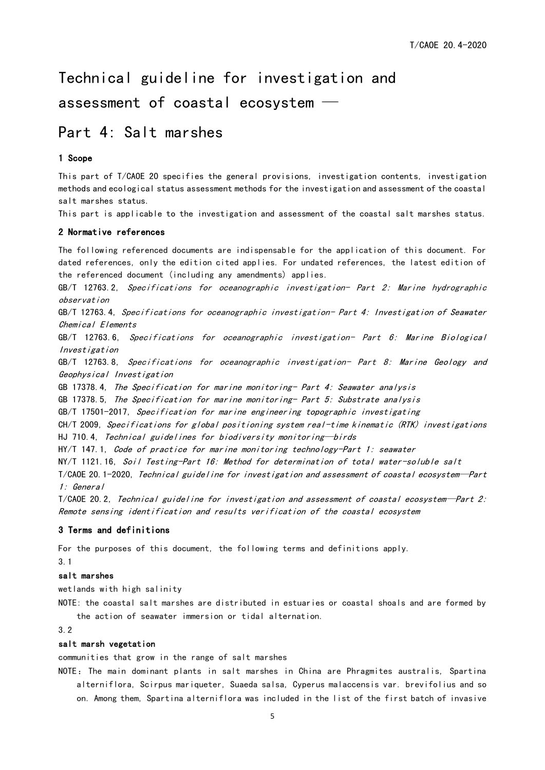# Technical guideline for investigation and assessment of coastal ecosystem —

# Part 4: Salt marshes

## 1 Scope

This part of T/CAOE 20 specifies the general provisions, investigation contents, investigation methods and ecological status assessment methods for the investigation and assessment of the coastal salt marshes status.

This part is applicable to the investigation and assessment of the coastal salt marshes status.

## 2 Normative references

The following referenced documents are indispensable for the application of this document. For dated references, only the edition cited applies. For undated references, the latest edition of the referenced document (including any amendments) applies.

GB/T 12763.2, *Specifications for oceanographic investigation- Part 2: Marine hydrographic observation*

GB/T 12763.4, *Specifications for oceanographic investigation- Part 4: Investigation of Seawater Chemical Elements*

GB/T 12763.6, *Specifications for oceanographic investigation- Part 6: Marine Biological Investigation*

GB/T 12763.8, *Specifications for oceanographic investigation- Part 8: Marine Geology and Geophysical Investigation*

GB 17378.4, *The Specification for marine monitoring- Part 4: Seawater analysis*

GB 17378.5, *The Specification for marine monitoring- Part 5: Substrate analysis*

GB/T 17501-2017, *Specification for marine engineering topographic investigating*

CH/T 2009, *Specifications for global positioning system real-time kinematic (RTK) investigations*

HJ 710.4, *Technical guidelines for biodiversity monitoring—birds*

HY/T 147.1, *Code of practice for marine monitoring technology-Part 1: seawater*

NY/T 1121.16, *Soil Testing-Part 16: Method for determination of total water-soluble salt*

T/CAOE 20.1-2020, *Technical guideline for investigation and assessment of coastal ecosystem—Part 1: General*

T/CAOE 20.2, *Technical guideline for investigation and assessment of coastal ecosystem—Part 2: Remote sensing identification and results verification of the coastal ecosystem*

## 3 Terms and definitions

For the purposes of this document, the following terms and definitions apply.

3.1

**salt marshes**

wetlands with high salinity

NOTE: the coastal salt marshes are distributed in estuaries or coastal shoals and are formed by the action of seawater immersion or tidal alternation.

3.2

**salt marsh vegetation**

communities that grow in the range of salt marshes

NOTE：The main dominant plants in salt marshes in China are Phragmites australis, Spartina alterniflora, Scirpus mariqueter, Suaeda salsa, Cyperus malaccensis var. brevifolius and so on. Among them, Spartina alterniflora was included in the list of the first batch of invasive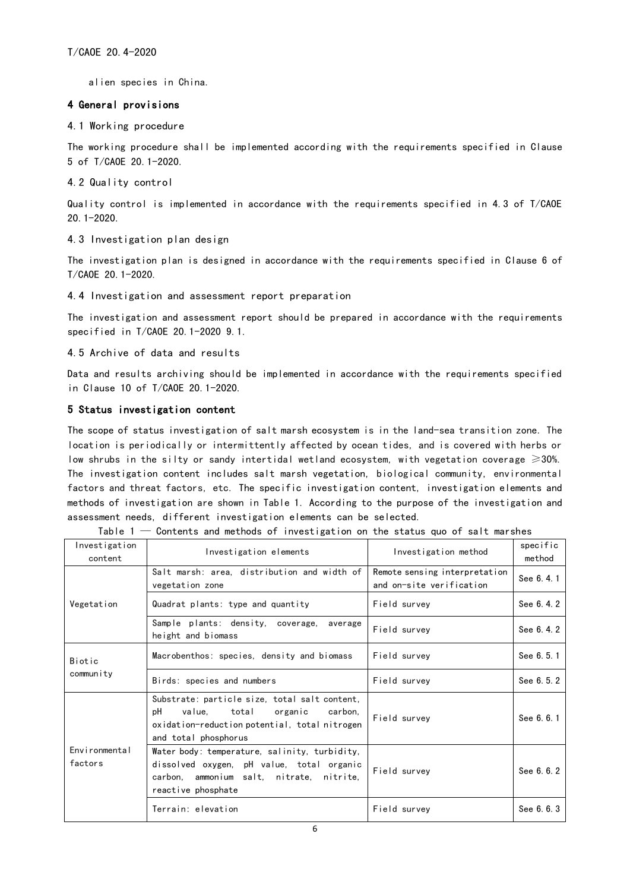alien species in China.

## 4 General provisions

### 4.1 Working procedure

The working procedure shall be implemented according with the requirements specified in Clause 5 of T/CAOE 20.1-2020.

### 4.2 Quality control

Quality control is implemented in accordance with the requirements specified in 4.3 of T/CAOE 20.1-2020.

### 4.3 Investigation plan design

The investigation plan is designed in accordance with the requirements specified in Clause 6 of T/CAOE 20.1-2020.

### 4.4 Investigation and assessment report preparation

The investigation and assessment report should be prepared in accordance with the requirements specified in T/CAOE 20.1-2020 9.1.

### 4.5 Archive of data and results

Data and results archiving should be implemented in accordance with the requirements specified in Clause 10 of T/CAOE 20.1-2020.

## 5 Status investigation content

The scope of status investigation of salt marsh ecosystem is in the land-sea transition zone. The location is periodically or intermittently affected by ocean tides, and is covered with herbs or low shrubs in the silty or sandy intertidal wetland ecosystem, with vegetation coverage ≥30%. The investigation content includes salt marsh vegetation, biological community, environmental factors and threat factors, etc. The specific investigation content, investigation elements and methods of investigation are shown in Table 1. According to the purpose of the investigation and assessment needs, different investigation elements can be selected.

Table 1 — Contents and methods of investigation on the status quo of salt marshes

| Investigation content | Investigation elements | Investigation method | specific method |
|---|---|---|---|
| Vegetation | Salt marsh: area, distribution and width of vegetation zone | Remote sensing interpretation and on-site verification | See 6.4.1 |
| | Quadrat plants: type and quantity | Field survey | See 6.4.2 |
| | Sample plants: density, coverage, average height and biomass | Field survey | See 6.4.2 |
| Biotic community | Macrobenthos: species, density and biomass | Field survey | See 6.5.1 |
| | Birds: species and numbers | Field survey | See 6.5.2 |
| Environmental factors | Substrate: particle size, total salt content, pH value, total organic carbon, oxidation-reduction potential, total nitrogen and total phosphorus | Field survey | See 6.6.1 |
| | Water body: temperature, salinity, turbidity, dissolved oxygen, pH value, total organic carbon, ammonium salt, nitrate, nitrite, reactive phosphate | Field survey | See 6.6.2 |
| | Terrain: elevation | Field survey | See 6.6.3 |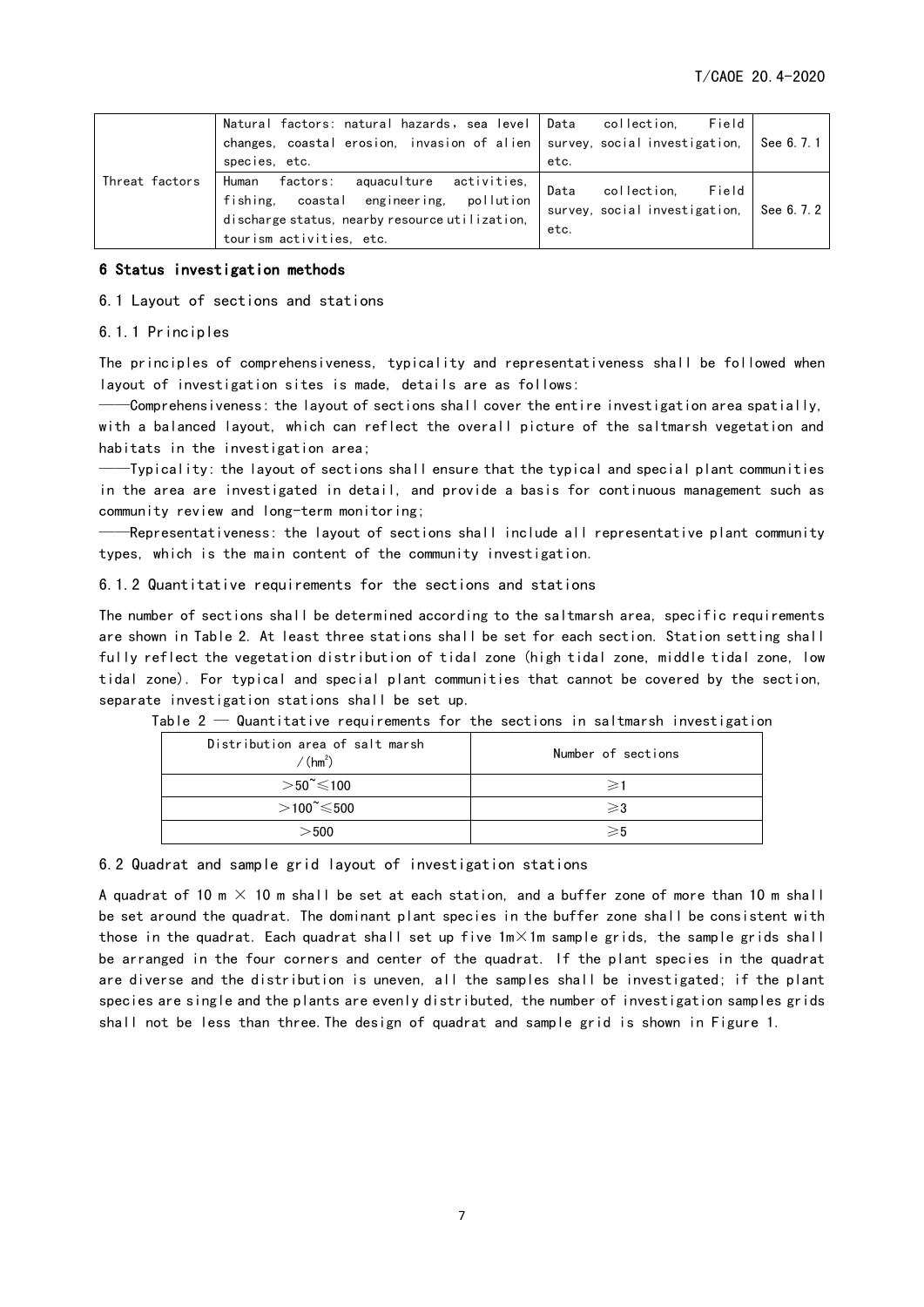| | | | |
|---|---|---|---|
| Threat factors | Natural factors: natural hazards, sea level changes, coastal erosion, invasion of alien species, etc. | Data collection, Field survey, social investigation, etc. | See 6.7.1 |
| | Human factors: aquaculture activities, fishing, coastal engineering, pollution discharge status, nearby resource utilization, tourism activities, etc. | Data collection, Field survey, social investigation, etc. | See 6.7.2 |

## 6 Status investigation methods

### 6.1 Layout of sections and stations

#### 6.1.1 Principles

The principles of comprehensiveness, typicality and representativeness shall be followed when layout of investigation sites is made, details are as follows:

——Comprehensiveness: the layout of sections shall cover the entire investigation area spatially, with a balanced layout, which can reflect the overall picture of the saltmarsh vegetation and habitats in the investigation area;

——Typicality: the layout of sections shall ensure that the typical and special plant communities in the area are investigated in detail, and provide a basis for continuous management such as community review and long-term monitoring;

——Representativeness: the layout of sections shall include all representative plant community types, which is the main content of the community investigation.

#### 6.1.2 Quantitative requirements for the sections and stations

The number of sections shall be determined according to the saltmarsh area, specific requirements are shown in Table 2. At least three stations shall be set for each section. Station setting shall fully reflect the vegetation distribution of tidal zone (high tidal zone, middle tidal zone, low tidal zone). For typical and special plant communities that cannot be covered by the section, separate investigation stations shall be set up.

Table 2 — Quantitative requirements for the sections in saltmarsh investigation

| Distribution area of salt marsh /($hm^2$) | Number of sections |
|---|---|
| >50~≤100 | ≥1 |
| >100~≤500 | ≥3 |
| >500 | ≥5 |

### 6.2 Quadrat and sample grid layout of investigation stations

A quadrat of 10 m × 10 m shall be set at each station, and a buffer zone of more than 10 m shall be set around the quadrat. The dominant plant species in the buffer zone shall be consistent with those in the quadrat. Each quadrat shall set up five 1m×1m sample grids, the sample grids shall be arranged in the four corners and center of the quadrat. If the plant species in the quadrat are diverse and the distribution is uneven, all the samples shall be investigated; if the plant species are single and the plants are evenly distributed, the number of investigation samples grids shall not be less than three. The design of quadrat and sample grid is shown in Figure 1.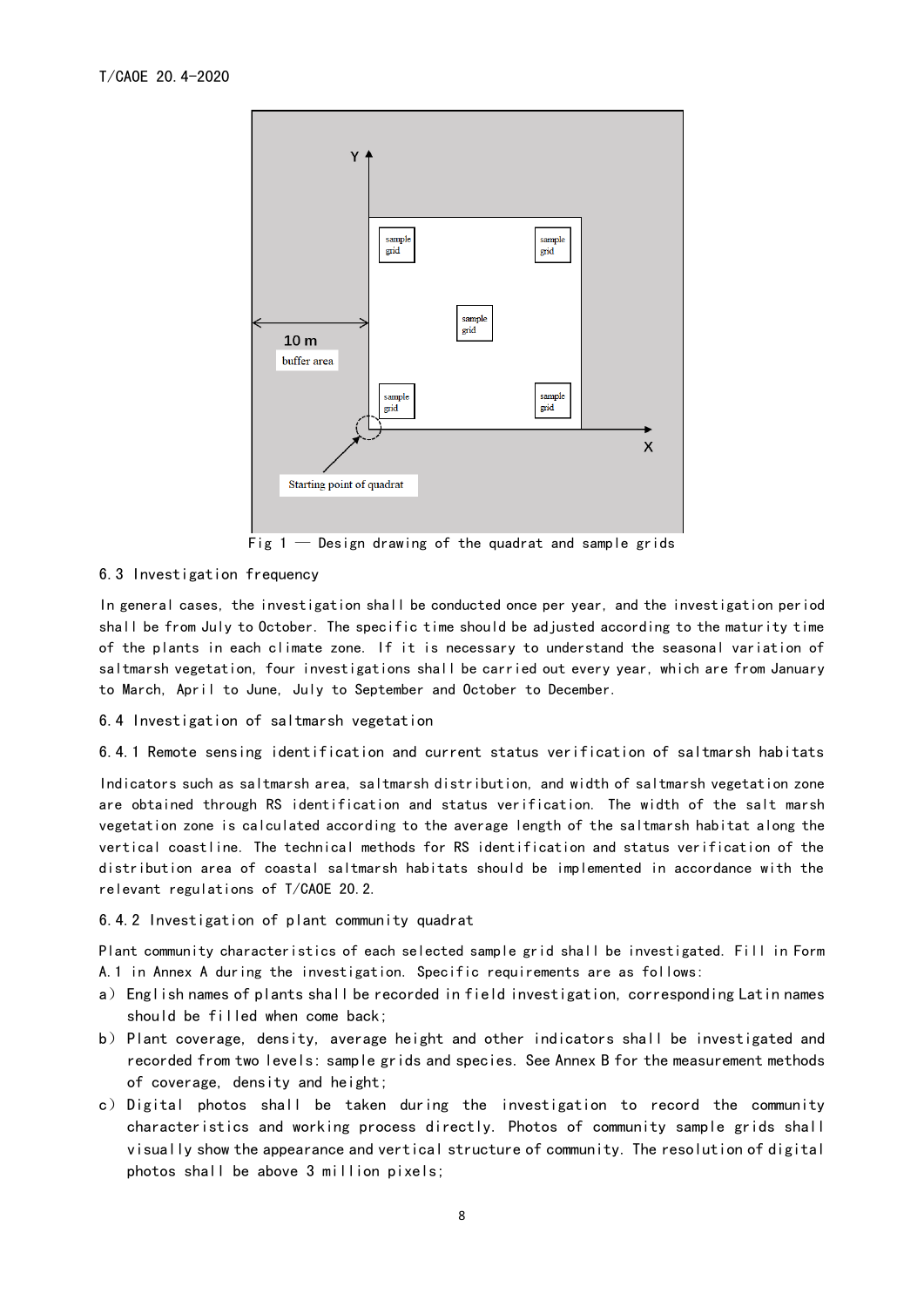Y

sample grid

sample grid

sample grid

10 m

buffer area

sample grid

sample grid

X

Starting point of quadrat

Fig 1 — Design drawing of the quadrat and sample grids

## 6.3 Investigation frequency

In general cases, the investigation shall be conducted once per year, and the investigation period shall be from July to October. The specific time should be adjusted according to the maturity time of the plants in each climate zone. If it is necessary to understand the seasonal variation of saltmarsh vegetation, four investigations shall be carried out every year, which are from January to March, April to June, July to September and October to December.

## 6.4 Investigation of saltmarsh vegetation

### 6.4.1 Remote sensing identification and current status verification of saltmarsh habitats

Indicators such as saltmarsh area, saltmarsh distribution, and width of saltmarsh vegetation zone are obtained through RS identification and status verification. The width of the salt marsh vegetation zone is calculated according to the average length of the saltmarsh habitat along the vertical coastline. The technical methods for RS identification and status verification of the distribution area of coastal saltmarsh habitats should be implemented in accordance with the relevant regulations of T/CAOE 20.2.

### 6.4.2 Investigation of plant community quadrat

Plant community characteristics of each selected sample grid shall be investigated. Fill in Form A.1 in Annex A during the investigation. Specific requirements are as follows:

a) English names of plants shall be recorded in field investigation, corresponding Latin names should be filled when come back;

b) Plant coverage, density, average height and other indicators shall be investigated and recorded from two levels: sample grids and species. See Annex B for the measurement methods of coverage, density and height;

c) Digital photos shall be taken during the investigation to record the community characteristics and working process directly. Photos of community sample grids shall visually show the appearance and vertical structure of community. The resolution of digital photos shall be above 3 million pixels;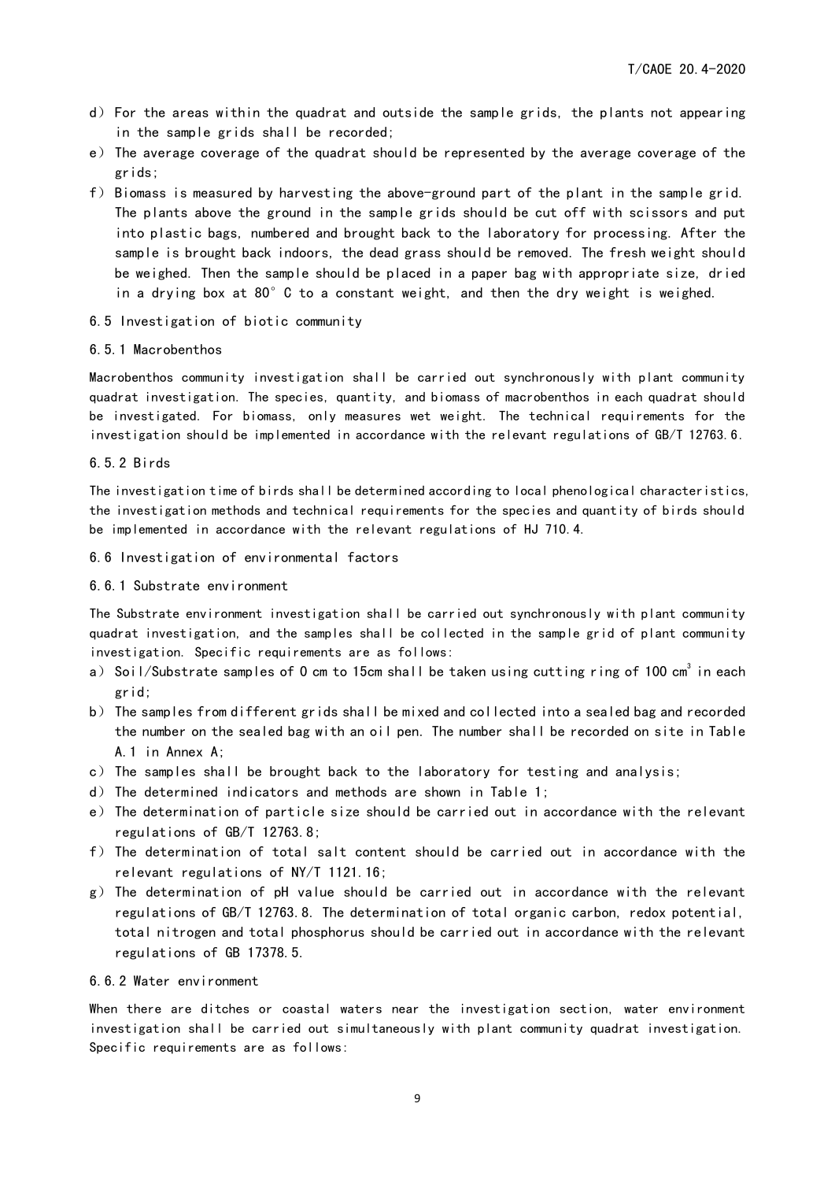d) For the areas within the quadrat and outside the sample grids, the plants not appearing in the sample grids shall be recorded;

e) The average coverage of the quadrat should be represented by the average coverage of the grids;

f) Biomass is measured by harvesting the above-ground part of the plant in the sample grid. The plants above the ground in the sample grids should be cut off with scissors and put into plastic bags, numbered and brought back to the laboratory for processing. After the sample is brought back indoors, the dead grass should be removed. The fresh weight should be weighed. Then the sample should be placed in a paper bag with appropriate size, dried in a drying box at 80° C to a constant weight, and then the dry weight is weighed.

### 6.5 Investigation of biotic community

#### 6.5.1 Macrobenthos

Macrobenthos community investigation shall be carried out synchronously with plant community quadrat investigation. The species, quantity, and biomass of macrobenthos in each quadrat should be investigated. For biomass, only measures wet weight. The technical requirements for the investigation should be implemented in accordance with the relevant regulations of GB/T 12763.6.

#### 6.5.2 Birds

The investigation time of birds shall be determined according to local phenological characteristics, the investigation methods and technical requirements for the species and quantity of birds should be implemented in accordance with the relevant regulations of HJ 710.4.

### 6.6 Investigation of environmental factors

#### 6.6.1 Substrate environment

The Substrate environment investigation shall be carried out synchronously with plant community quadrat investigation, and the samples shall be collected in the sample grid of plant community investigation. Specific requirements are as follows:

a) Soil/Substrate samples of 0 cm to 15cm shall be taken using cutting ring of 100 $cm^3$ in each grid;

b) The samples from different grids shall be mixed and collected into a sealed bag and recorded the number on the sealed bag with an oil pen. The number shall be recorded on site in Table A.1 in Annex A;

c) The samples shall be brought back to the laboratory for testing and analysis;

d) The determined indicators and methods are shown in Table 1;

e) The determination of particle size should be carried out in accordance with the relevant regulations of GB/T 12763.8;

f) The determination of total salt content should be carried out in accordance with the relevant regulations of NY/T 1121.16;

g) The determination of pH value should be carried out in accordance with the relevant regulations of GB/T 12763.8. The determination of total organic carbon, redox potential, total nitrogen and total phosphorus should be carried out in accordance with the relevant regulations of GB 17378.5.

#### 6.6.2 Water environment

When there are ditches or coastal waters near the investigation section, water environment investigation shall be carried out simultaneously with plant community quadrat investigation. Specific requirements are as follows: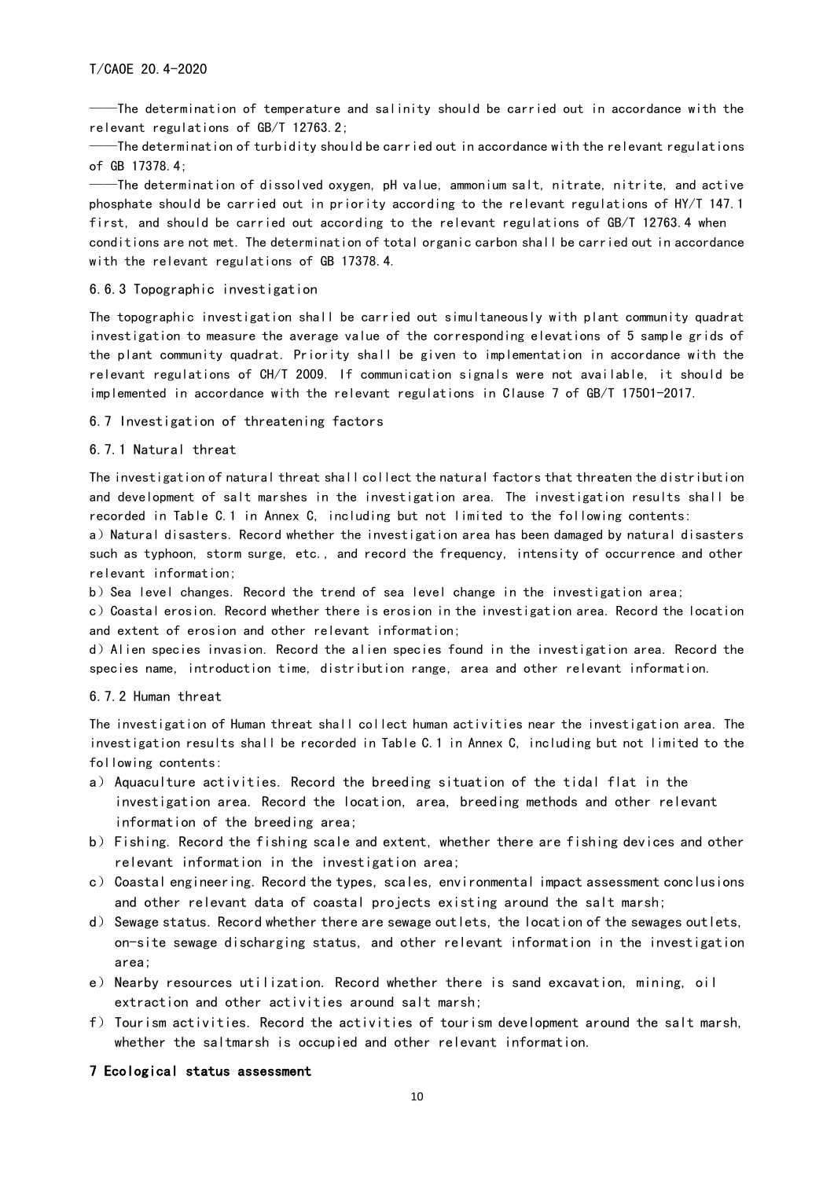——The determination of temperature and salinity should be carried out in accordance with the relevant regulations of GB/T 12763.2;

——The determination of turbidity should be carried out in accordance with the relevant regulations of GB 17378.4;

——The determination of dissolved oxygen, pH value, ammonium salt, nitrate, nitrite, and active phosphate should be carried out in priority according to the relevant regulations of HY/T 147.1 first, and should be carried out according to the relevant regulations of GB/T 12763.4 when conditions are not met. The determination of total organic carbon shall be carried out in accordance with the relevant regulations of GB 17378.4.

### 6.6.3 Topographic investigation

The topographic investigation shall be carried out simultaneously with plant community quadrat investigation to measure the average value of the corresponding elevations of 5 sample grids of the plant community quadrat. Priority shall be given to implementation in accordance with the relevant regulations of CH/T 2009. If communication signals were not available, it should be implemented in accordance with the relevant regulations in Clause 7 of GB/T 17501-2017.

## 6.7 Investigation of threatening factors

### 6.7.1 Natural threat

The investigation of natural threat shall collect the natural factors that threaten the distribution and development of salt marshes in the investigation area. The investigation results shall be recorded in Table C.1 in Annex C, including but not limited to the following contents:

a) Natural disasters. Record whether the investigation area has been damaged by natural disasters such as typhoon, storm surge, etc., and record the frequency, intensity of occurrence and other relevant information;

b) Sea level changes. Record the trend of sea level change in the investigation area;

c) Coastal erosion. Record whether there is erosion in the investigation area. Record the location and extent of erosion and other relevant information;

d) Alien species invasion. Record the alien species found in the investigation area. Record the species name, introduction time, distribution range, area and other relevant information.

### 6.7.2 Human threat

The investigation of Human threat shall collect human activities near the investigation area. The investigation results shall be recorded in Table C.1 in Annex C, including but not limited to the following contents:

a) Aquaculture activities. Record the breeding situation of the tidal flat in the investigation area. Record the location, area, breeding methods and other relevant information of the breeding area;

b) Fishing. Record the fishing scale and extent, whether there are fishing devices and other relevant information in the investigation area;

c) Coastal engineering. Record the types, scales, environmental impact assessment conclusions and other relevant data of coastal projects existing around the salt marsh;

d) Sewage status. Record whether there are sewage outlets, the location of the sewages outlets, on-site sewage discharging status, and other relevant information in the investigation area;

e) Nearby resources utilization. Record whether there is sand excavation, mining, oil extraction and other activities around salt marsh;

f) Tourism activities. Record the activities of tourism development around the salt marsh, whether the saltmarsh is occupied and other relevant information.

# 7 Ecological status assessment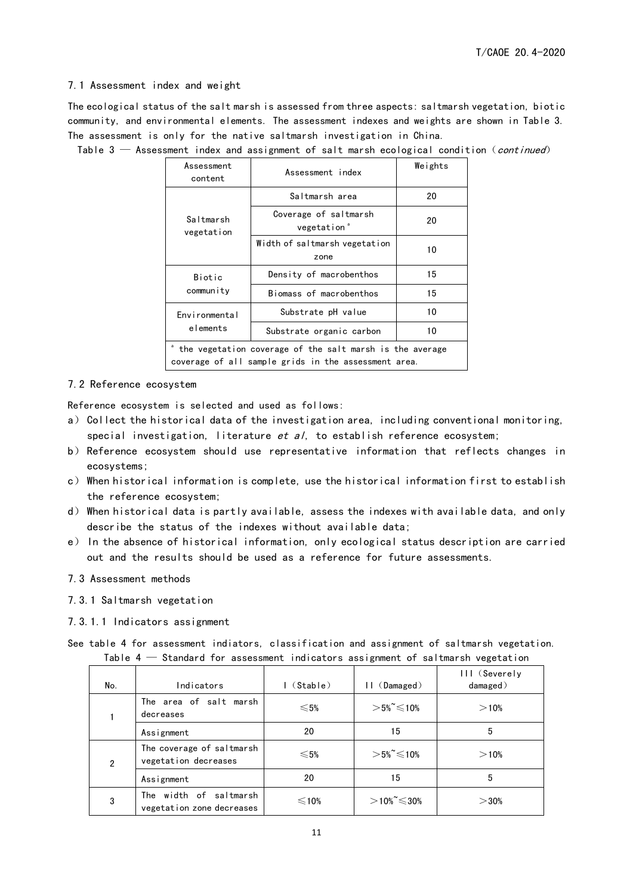### 7.1 Assessment index and weight

The ecological status of the salt marsh is assessed from three aspects: saltmarsh vegetation, biotic community, and environmental elements. The assessment indexes and weights are shown in Table 3. The assessment is only for the native saltmarsh investigation in China.

Table 3 — Assessment index and assignment of salt marsh ecological condition (*continued*)

| Assessment content | Assessment index | Weights |
|---|---|---|
| Saltmarsh vegetation | Saltmarsh area | 20 |
| | Coverage of saltmarsh vegetation [a] | 20 |
| | Width of saltmarsh vegetation zone | 10 |
| Biotic community | Density of macrobenthos | 15 |
| | Biomass of macrobenthos | 15 |
| Environmental elements | Substrate pH value | 10 |
| | Substrate organic carbon | 10 |
| [a] the vegetation coverage of the salt marsh is the average coverage of all sample grids in the assessment area. | | |

### 7.2 Reference ecosystem

Reference ecosystem is selected and used as follows:

a) Collect the historical data of the investigation area, including conventional monitoring, special investigation, literature *et al*, to establish reference ecosystem;

b) Reference ecosystem should use representative information that reflects changes in ecosystems;

c) When historical information is complete, use the historical information first to establish the reference ecosystem;

d) When historical data is partly available, assess the indexes with available data, and only describe the status of the indexes without available data;

e) In the absence of historical information, only ecological status description are carried out and the results should be used as a reference for future assessments.

### 7.3 Assessment methods

#### 7.3.1 Saltmarsh vegetation

##### 7.3.1.1 Indicators assignment

See table 4 for assessment indiators, classification and assignment of saltmarsh vegetation.

Table 4 — Standard for assessment indicators assignment of saltmarsh vegetation

| No. | Indicators | I (Stable) | II (Damaged) | III (Severely damaged) |
|---|---|---|---|---|
| 1 | The area of salt marsh decreases | ≤5% | >5%~≤10% | >10% |
| | Assignment | 20 | 15 | 5 |
| 2 | The coverage of saltmarsh vegetation decreases | ≤5% | >5%~≤10% | >10% |
| | Assignment | 20 | 15 | 5 |
| 3 | The width of saltmarsh vegetation zone decreases | ≤10% | >10%~≤30% | >30% |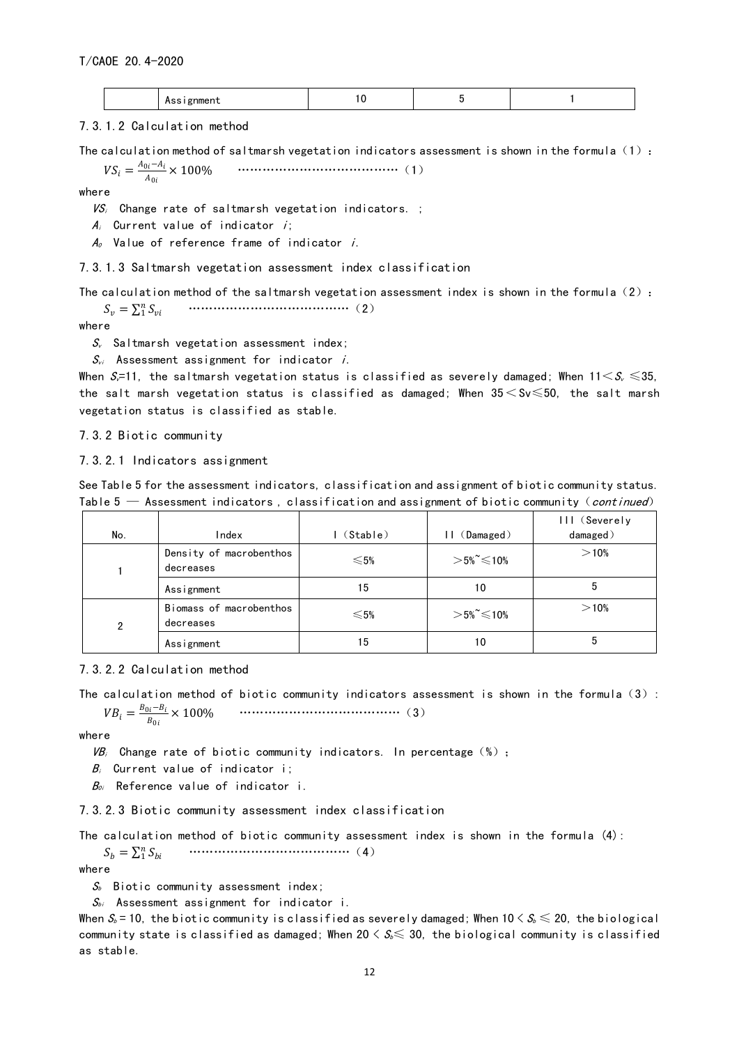| | Assignment | 10 | 5 | 1 |
|---|---|---|---|---|

7.3.1.2 Calculation method

The calculation method of saltmarsh vegetation indicators assessment is shown in the formula（1）:

$$VS_i = \frac{A_{0i} - A_i}{A_{0i}} \times 100\% \quad \cdots\cdots\cdots\cdots\cdots\cdots\cdots\cdots\cdots\cdots\cdots\cdots\cdots \text{（1）}$$

where

$VS_i$ Change rate of saltmarsh vegetation indicators. ;

$A_i$ Current value of indicator $i$;

$A_0$ Value of reference frame of indicator $i$.

7.3.1.3 Saltmarsh vegetation assessment index classification

The calculation method of the saltmarsh vegetation assessment index is shown in the formula（2）:

$$S_v = \sum_1^n S_{vi} \quad \cdots\cdots\cdots\cdots\cdots\cdots\cdots\cdots\cdots\cdots\cdots\cdots\cdots \text{（2）}$$

where

$S_v$ Saltmarsh vegetation assessment index;

$S_{vi}$ Assessment assignment for indicator $i$.

When $S_v$=11, the saltmarsh vegetation status is classified as severely damaged; When $11 < S_v \leq 35$, the salt marsh vegetation status is classified as damaged; When $35 < Sv \leq 50$, the salt marsh vegetation status is classified as stable.

7.3.2 Biotic community

7.3.2.1 Indicators assignment

See Table 5 for the assessment indicators, classification and assignment of biotic community status.

Table 5 — Assessment indicators , classification and assignment of biotic community（*continued*）

| No. | Index | I（Stable） | II（Damaged） | III（Severely damaged） |
|---|---|---|---|---|
| 1 | Density of macrobenthos decreases | ≤5% | >5%~≤10% | >10% |
| | Assignment | 15 | 10 | 5 |
| 2 | Biomass of macrobenthos decreases | ≤5% | >5%~≤10% | >10% |
| | Assignment | 15 | 10 | 5 |

7.3.2.2 Calculation method

The calculation method of biotic community indicators assessment is shown in the formula（3）:

$$VB_i = \frac{B_{0i} - B_i}{B_{0i}} \times 100\% \quad \cdots\cdots\cdots\cdots\cdots\cdots\cdots\cdots\cdots\cdots\cdots\cdots\cdots \text{（3）}$$

where

$VB_i$ Change rate of biotic community indicators. In percentage（%）;

$B_i$ Current value of indicator i;

$B_{0i}$ Reference value of indicator i.

7.3.2.3 Biotic community assessment index classification

The calculation method of biotic community assessment index is shown in the formula (4):

$$S_b = \sum_1^n S_{bi} \quad \cdots\cdots\cdots\cdots\cdots\cdots\cdots\cdots\cdots\cdots\cdots\cdots\cdots \text{（4）}$$

where

$S_b$ Biotic community assessment index;

$S_{bi}$ Assessment assignment for indicator i.

When $S_b$ = 10, the biotic community is classified as severely damaged; When $10 < S_b \leq 20$, the biological community state is classified as damaged; When $20 < S_b \leq 30$, the biological community is classified as stable.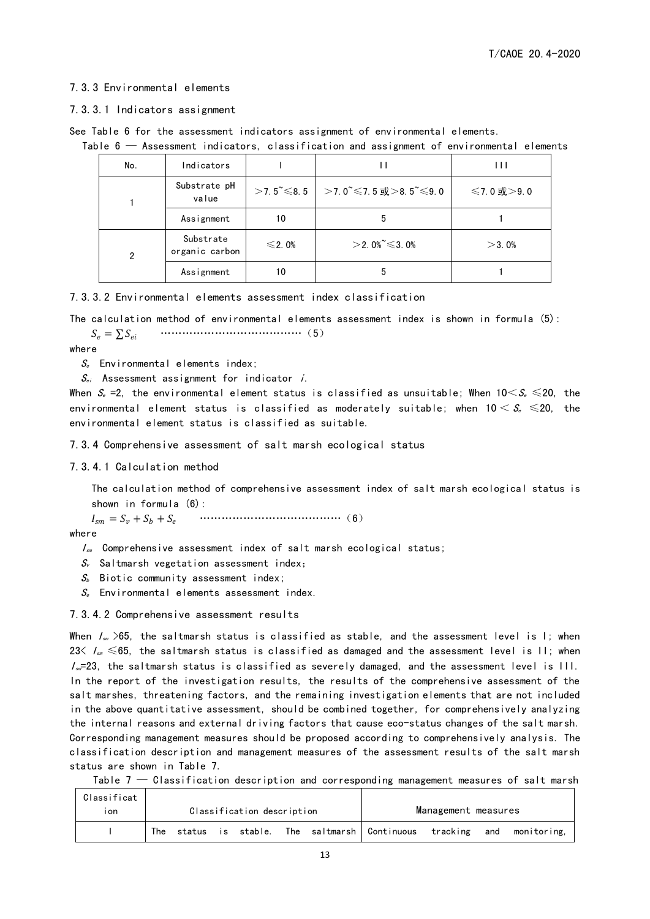### 7.3.3 Environmental elements

#### 7.3.3.1 Indicators assignment

See Table 6 for the assessment indicators assignment of environmental elements.

Table 6 — Assessment indicators, classification and assignment of environmental elements

| No. | Indicators | I | II | III |
|---|---|---|---|---|
| 1 | Substrate pH value | >7.5~≤8.5 | >7.0~≤7.5 或>8.5~≤9.0 | ≤7.0 或>9.0 |
| | Assignment | 10 | 5 | 1 |
| 2 | Substrate organic carbon | ≤2.0% | >2.0%~≤3.0% | >3.0% |
| | Assignment | 10 | 5 | 1 |

#### 7.3.3.2 Environmental elements assessment index classification

The calculation method of environmental elements assessment index is shown in formula (5):

$$S_e = \sum S_{ei} \quad \cdots\cdots (5)$$

where

$S_e$ Environmental elements index;

$S_{ei}$ Assessment assignment for indicator $i$.

When $S_e$ =2, the environmental element status is classified as unsuitable; When $10 < S_e \leq 20$, the environmental element status is classified as moderately suitable; when $10 < S_e \leq 20$, the environmental element status is classified as suitable.

### 7.3.4 Comprehensive assessment of salt marsh ecological status

#### 7.3.4.1 Calculation method

The calculation method of comprehensive assessment index of salt marsh ecological status is shown in formula (6):

$$I_{sm} = S_v + S_b + S_e \quad \cdots\cdots (6)$$

where

$I_{sm}$ Comprehensive assessment index of salt marsh ecological status;

$S_v$ Saltmarsh vegetation assessment index;

$S_b$ Biotic community assessment index;

$S_e$ Environmental elements assessment index.

#### 7.3.4.2 Comprehensive assessment results

When $I_{sm}$ >65, the saltmarsh status is classified as stable, and the assessment level is I; when $23 < I_{sm} \leq 65$, the saltmarsh status is classified as damaged and the assessment level is II; when $I_{sm}$=23, the saltmarsh status is classified as severely damaged, and the assessment level is III. In the report of the investigation results, the results of the comprehensive assessment of the salt marshes, threatening factors, and the remaining investigation elements that are not included in the above quantitative assessment, should be combined together, for comprehensively analyzing the internal reasons and external driving factors that cause eco-status changes of the salt marsh. Corresponding management measures should be proposed according to comprehensively analysis. The classification description and management measures of the assessment results of the salt marsh status are shown in Table 7.

Table 7 — Classification description and corresponding management measures of salt marsh

| Classification | Classification description | Management measures |
|---|---|---|
| I | The status is stable. The saltmarsh | Continuous tracking and monitoring, |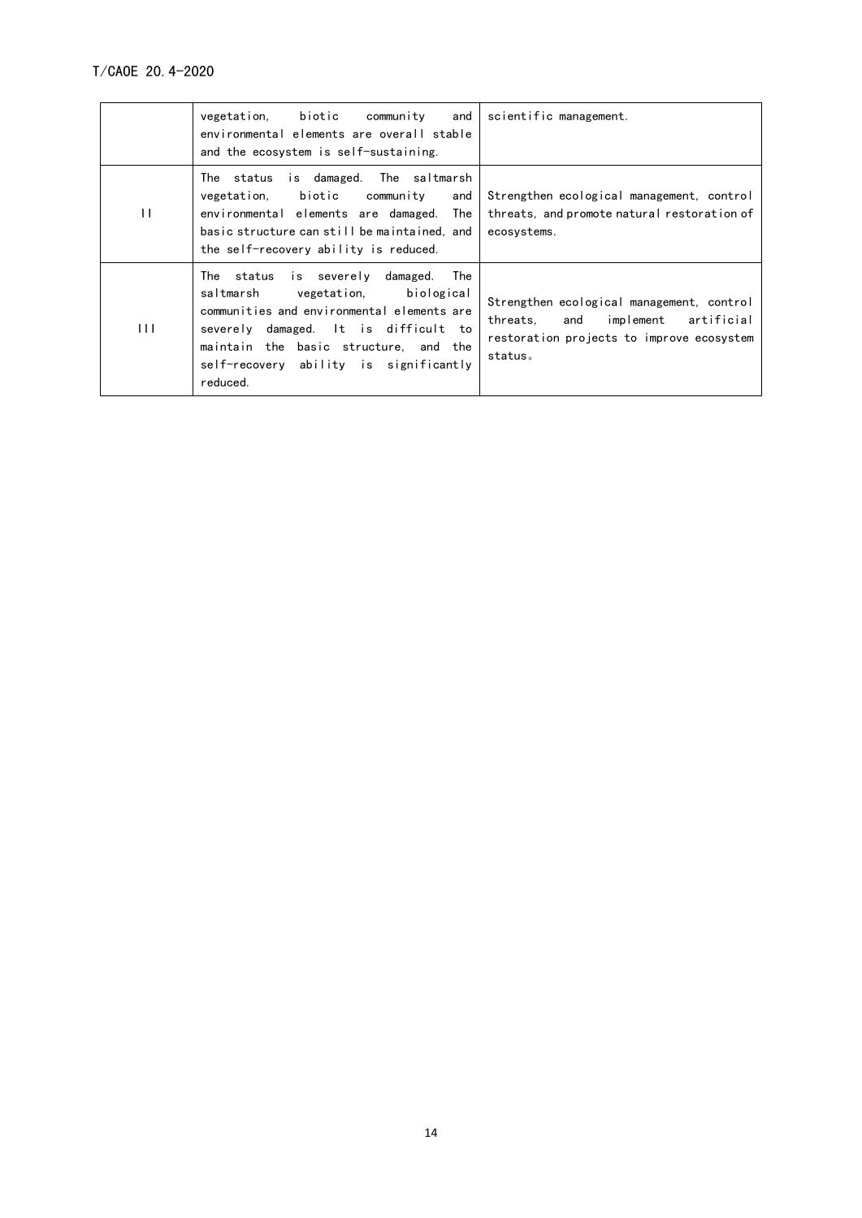| | | |
|---|---|---|
| | vegetation, biotic community and environmental elements are overall stable and the ecosystem is self-sustaining. | scientific management. |
| II | The status is damaged. The saltmarsh vegetation, biotic community and environmental elements are damaged. The basic structure can still be maintained, and the self-recovery ability is reduced. | Strengthen ecological management, control threats, and promote natural restoration of ecosystems. |
| III | The status is severely damaged. The saltmarsh vegetation, biological communities and environmental elements are severely damaged. It is difficult to maintain the basic structure, and the self-recovery ability is significantly reduced. | Strengthen ecological management, control threats, and implement artificial restoration projects to improve ecosystem status。 |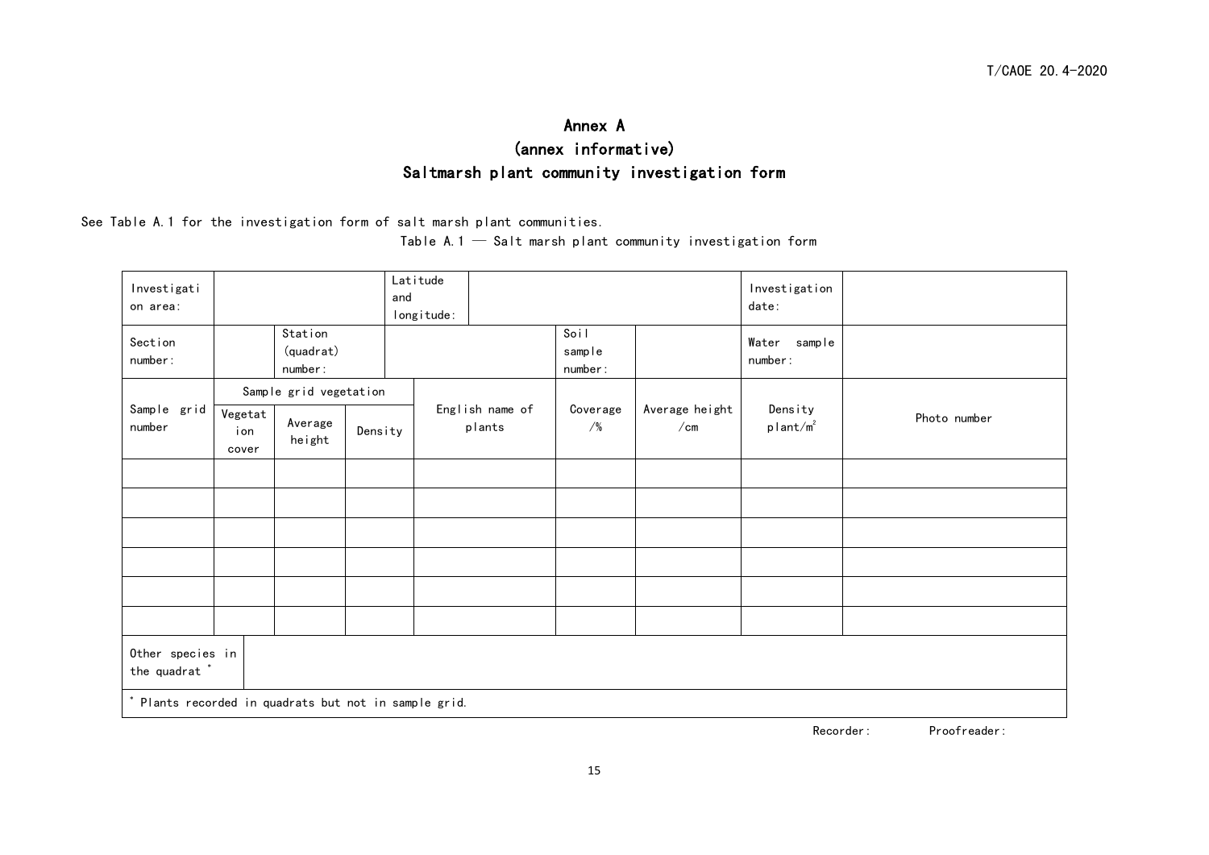# Annex A
## (annex informative)
## Saltmarsh plant community investigation form

See Table A.1 for the investigation form of salt marsh plant communities.

Table A.1 — Salt marsh plant community investigation form

| Investigation area: | | | Latitude and longitude: | | | | Investigation date: | |
|---|---|---|---|---|---|---|---|---|
| Section number: | | Station (quadrat) number: | | | Soil sample number: | | Water sample number: | |
| Sample grid number | Sample grid vegetation | | | English name of plants | Coverage /% | Average height /cm | Density plant/m² | Photo number |
| | Vegetation cover | Average height | Density | | | | | |
| | | | | | | | | |
| | | | | | | | | |
| | | | | | | | | |
| | | | | | | | | |
| | | | | | | | | |
| | | | | | | | | |
| Other species in the quadrat * | | | | | | | | |
| * Plants recorded in quadrats but not in sample grid. | | | | | | | | |

Recorder: Proofreader: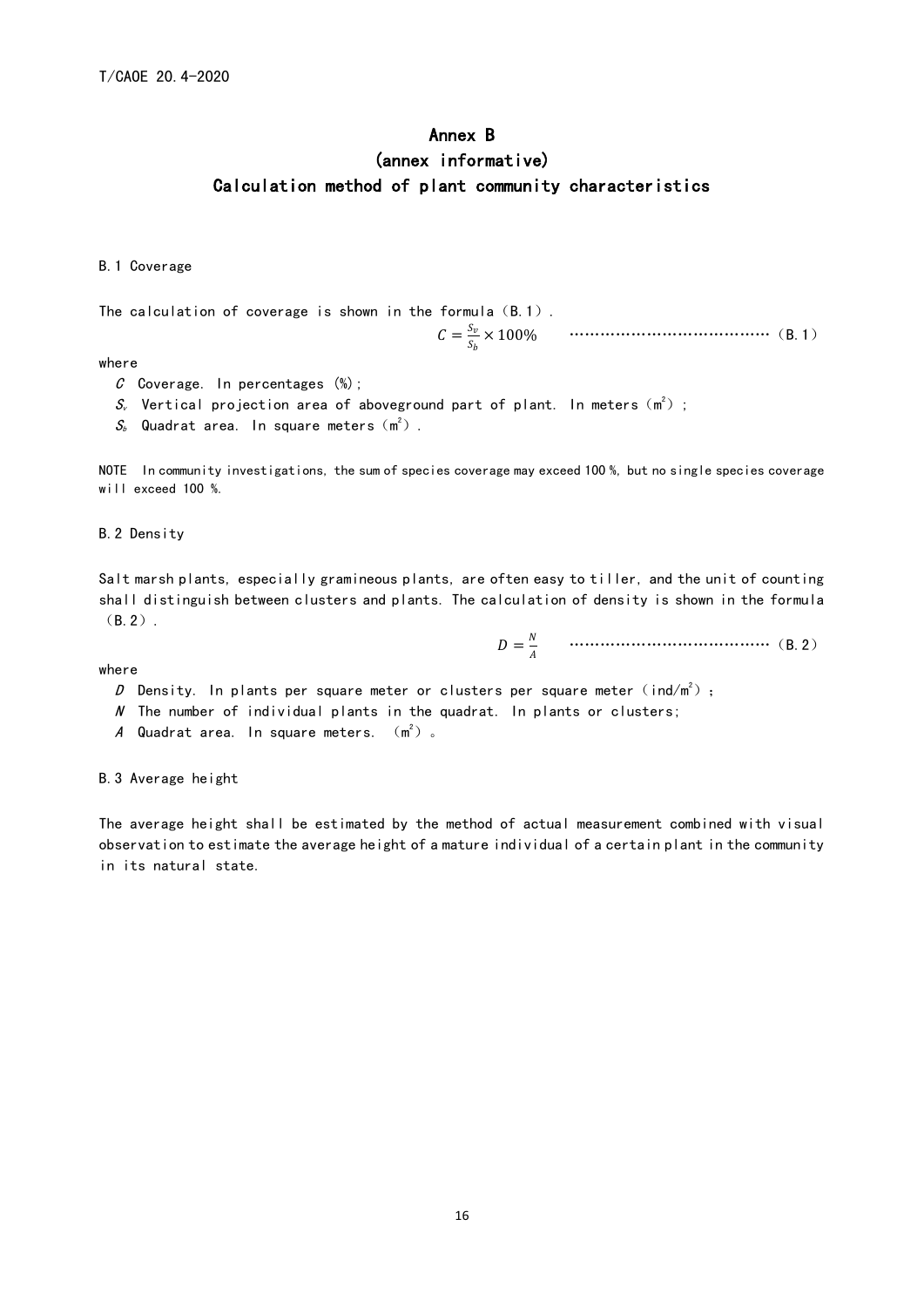# Annex B

## (annex informative)

## Calculation method of plant community characteristics

### B.1 Coverage

The calculation of coverage is shown in the formula（B.1）.

$$C = \frac{S_v}{S_b} \times 100\% \qquad \cdots\cdots\cdots\cdots\cdots\cdots (B.1)$$

where

- $C$ Coverage. In percentages (%);
- $S_v$ Vertical projection area of aboveground part of plant. In meters（$m^2$）;
- $S_b$ Quadrat area. In square meters（$m^2$）.

NOTE In community investigations, the sum of species coverage may exceed 100 %, but no single species coverage will exceed 100 %.

### B.2 Density

Salt marsh plants, especially gramineous plants, are often easy to tiller, and the unit of counting shall distinguish between clusters and plants. The calculation of density is shown in the formula（B.2）.

$$D = \frac{N}{A} \qquad \cdots\cdots\cdots\cdots\cdots\cdots (B.2)$$

where

- $D$ Density. In plants per square meter or clusters per square meter（ind/$m^2$）;
- $N$ The number of individual plants in the quadrat. In plants or clusters;
- $A$ Quadrat area. In square meters.（$m^2$）。

### B.3 Average height

The average height shall be estimated by the method of actual measurement combined with visual observation to estimate the average height of a mature individual of a certain plant in the community in its natural state.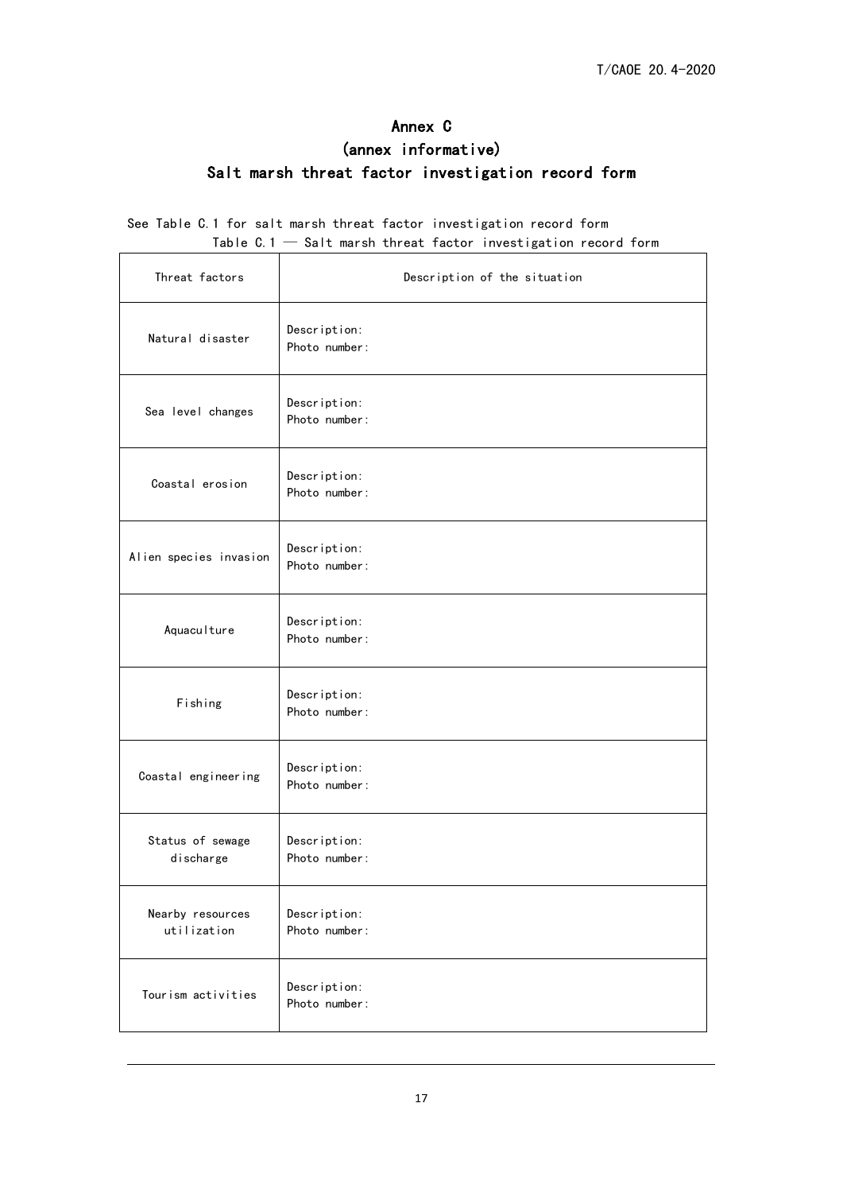# Annex C
## (annex informative)
## Salt marsh threat factor investigation record form

See Table C.1 for salt marsh threat factor investigation record form

Table C.1 — Salt marsh threat factor investigation record form

| Threat factors | Description of the situation |
|---|---|
| Natural disaster | Description:<br>Photo number: |
| Sea level changes | Description:<br>Photo number: |
| Coastal erosion | Description:<br>Photo number: |
| Alien species invasion | Description:<br>Photo number: |
| Aquaculture | Description:<br>Photo number: |
| Fishing | Description:<br>Photo number: |
| Coastal engineering | Description:<br>Photo number: |
| Status of sewage discharge | Description:<br>Photo number: |
| Nearby resources utilization | Description:<br>Photo number: |
| Tourism activities | Description:<br>Photo number: |